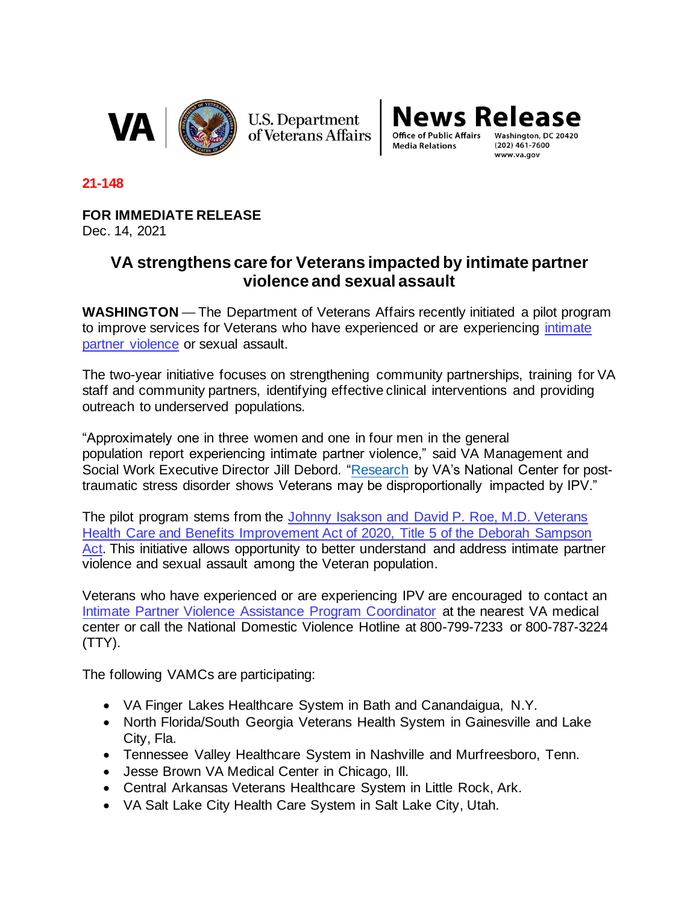VA | U.S. Department of Veterans Affairs

**News Release**
Office of Public Affairs
Media Relations
Washington, DC 20420
(202) 461-7600
www.va.gov

**21-148**

**FOR IMMEDIATE RELEASE**
Dec. 14, 2021

# VA strengthens care for Veterans impacted by intimate partner violence and sexual assault

**WASHINGTON** — The Department of Veterans Affairs recently initiated a pilot program to improve services for Veterans who have experienced or are experiencing intimate partner violence or sexual assault.

The two-year initiative focuses on strengthening community partnerships, training for VA staff and community partners, identifying effective clinical interventions and providing outreach to underserved populations.

"Approximately one in three women and one in four men in the general population report experiencing intimate partner violence," said VA Management and Social Work Executive Director Jill Debord. "Research by VA's National Center for post-traumatic stress disorder shows Veterans may be disproportionally impacted by IPV."

The pilot program stems from the Johnny Isakson and David P. Roe, M.D. Veterans Health Care and Benefits Improvement Act of 2020, Title 5 of the Deborah Sampson Act. This initiative allows opportunity to better understand and address intimate partner violence and sexual assault among the Veteran population.

Veterans who have experienced or are experiencing IPV are encouraged to contact an Intimate Partner Violence Assistance Program Coordinator at the nearest VA medical center or call the National Domestic Violence Hotline at 800-799-7233 or 800-787-3224 (TTY).

The following VAMCs are participating:

- VA Finger Lakes Healthcare System in Bath and Canandaigua, N.Y.
- North Florida/South Georgia Veterans Health System in Gainesville and Lake City, Fla.
- Tennessee Valley Healthcare System in Nashville and Murfreesboro, Tenn.
- Jesse Brown VA Medical Center in Chicago, Ill.
- Central Arkansas Veterans Healthcare System in Little Rock, Ark.
- VA Salt Lake City Health Care System in Salt Lake City, Utah.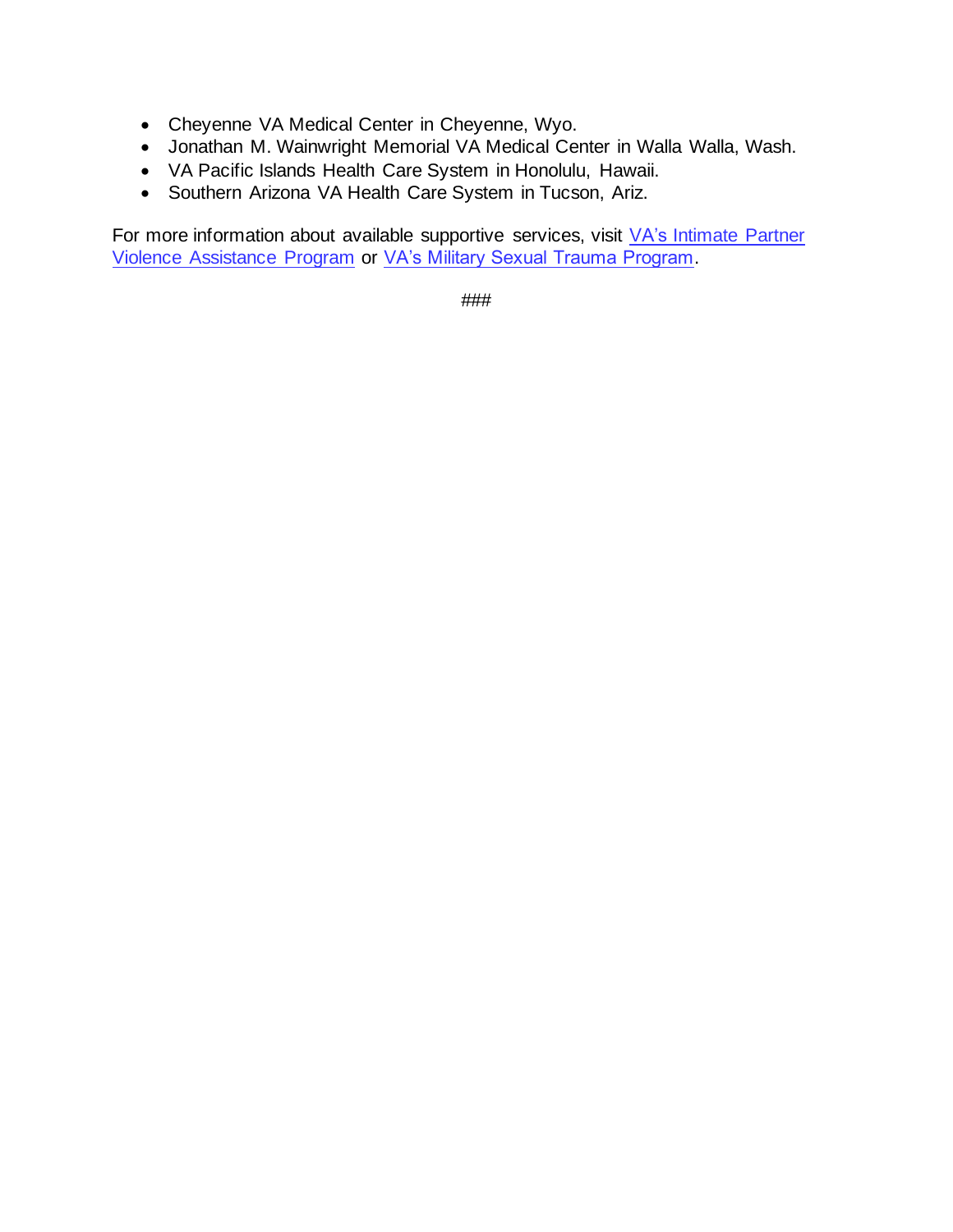- Cheyenne VA Medical Center in Cheyenne, Wyo.
- Jonathan M. Wainwright Memorial VA Medical Center in Walla Walla, Wash.
- VA Pacific Islands Health Care System in Honolulu, Hawaii.
- Southern Arizona VA Health Care System in Tucson, Ariz.

For more information about available supportive services, visit VA's Intimate Partner Violence Assistance Program or VA's Military Sexual Trauma Program.

###